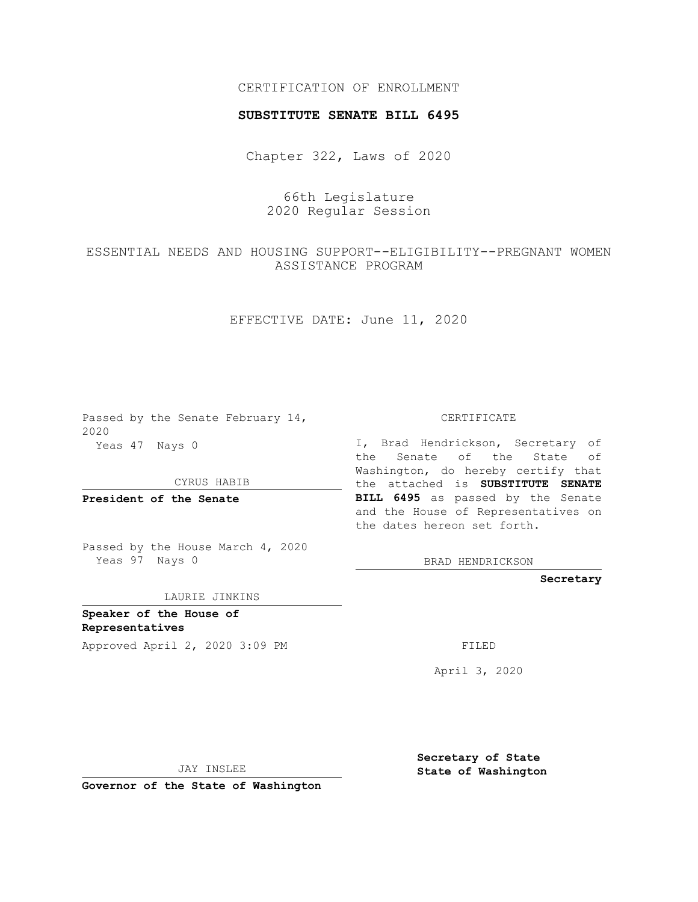CERTIFICATION OF ENROLLMENT

**SUBSTITUTE SENATE BILL 6495**

Chapter 322, Laws of 2020

66th Legislature
2020 Regular Session

ESSENTIAL NEEDS AND HOUSING SUPPORT--ELIGIBILITY--PREGNANT WOMEN ASSISTANCE PROGRAM

EFFECTIVE DATE: June 11, 2020

Passed by the Senate February 14, 2020
Yeas 47 Nays 0

CYRUS HABIB

**President of the Senate**

Passed by the House March 4, 2020
Yeas 97 Nays 0

LAURIE JINKINS

**Speaker of the House of Representatives**

Approved April 2, 2020 3:09 PM

JAY INSLEE

**Governor of the State of Washington**

CERTIFICATE

I, Brad Hendrickson, Secretary of the Senate of the State of Washington, do hereby certify that the attached is **SUBSTITUTE SENATE BILL 6495** as passed by the Senate and the House of Representatives on the dates hereon set forth.

BRAD HENDRICKSON

**Secretary**

FILED

April 3, 2020

**Secretary of State**
**State of Washington**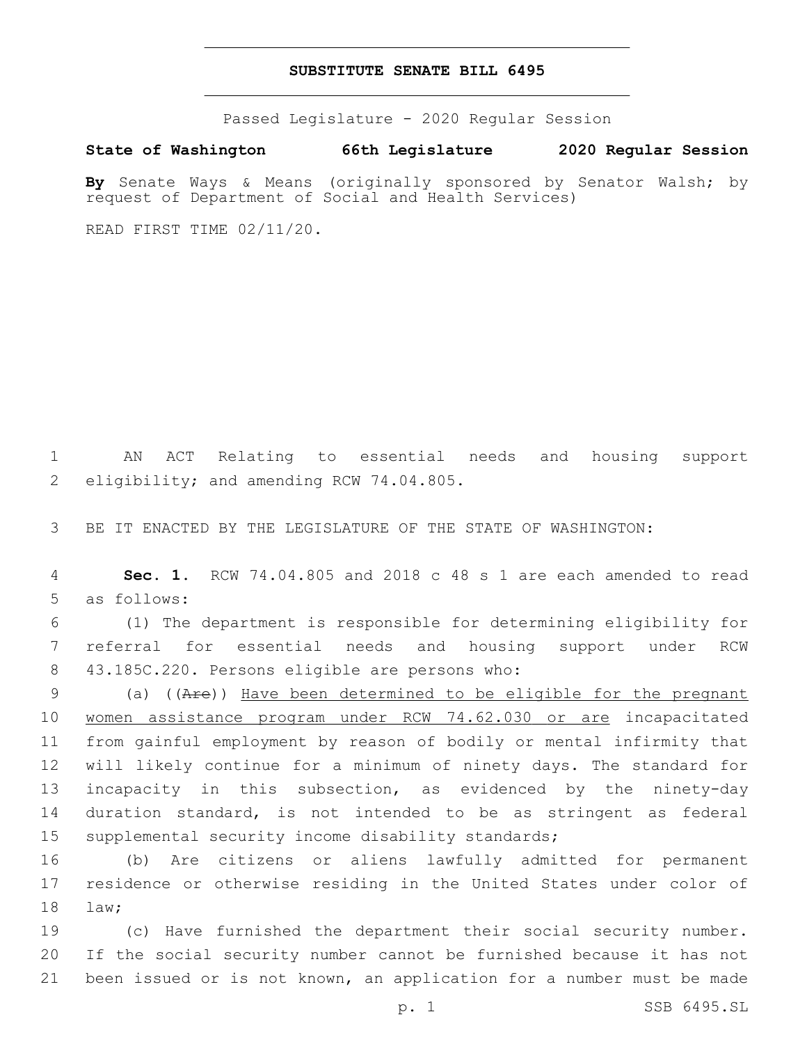# SUBSTITUTE SENATE BILL 6495

Passed Legislature - 2020 Regular Session

**State of Washington 66th Legislature 2020 Regular Session**

**By** Senate Ways & Means (originally sponsored by Senator Walsh; by request of Department of Social and Health Services)

READ FIRST TIME 02/11/20.

1 AN ACT Relating to essential needs and housing support 2 eligibility; and amending RCW 74.04.805.

3 BE IT ENACTED BY THE LEGISLATURE OF THE STATE OF WASHINGTON:

4 **Sec. 1.** RCW 74.04.805 and 2018 c 48 s 1 are each amended to read 5 as follows:

6 (1) The department is responsible for determining eligibility for 7 referral for essential needs and housing support under RCW 8 43.185C.220. Persons eligible are persons who:

9 (a) ((~~Are~~)) Have been determined to be eligible for the pregnant 10 women assistance program under RCW 74.62.030 or are incapacitated 11 from gainful employment by reason of bodily or mental infirmity that 12 will likely continue for a minimum of ninety days. The standard for 13 incapacity in this subsection, as evidenced by the ninety-day 14 duration standard, is not intended to be as stringent as federal 15 supplemental security income disability standards;

16 (b) Are citizens or aliens lawfully admitted for permanent 17 residence or otherwise residing in the United States under color of 18 law;

19 (c) Have furnished the department their social security number. 20 If the social security number cannot be furnished because it has not 21 been issued or is not known, an application for a number must be made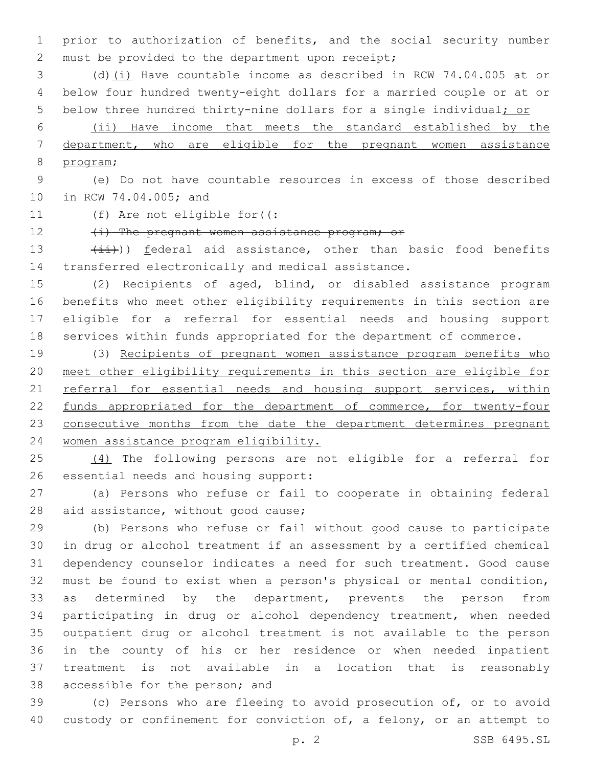prior to authorization of benefits, and the social security number must be provided to the department upon receipt;

(d)(i) Have countable income as described in RCW 74.04.005 at or below four hundred twenty-eight dollars for a married couple or at or below three hundred thirty-nine dollars for a single individual; or

(ii) Have income that meets the standard established by the department, who are eligible for the pregnant women assistance program;

(e) Do not have countable resources in excess of those described in RCW 74.04.005; and

(f) Are not eligible for((:

~~(i) The pregnant women assistance program; or~~

~~(ii)~~)) federal aid assistance, other than basic food benefits transferred electronically and medical assistance.

(2) Recipients of aged, blind, or disabled assistance program benefits who meet other eligibility requirements in this section are eligible for a referral for essential needs and housing support services within funds appropriated for the department of commerce.

(3) Recipients of pregnant women assistance program benefits who meet other eligibility requirements in this section are eligible for referral for essential needs and housing support services, within funds appropriated for the department of commerce, for twenty-four consecutive months from the date the department determines pregnant women assistance program eligibility.

(4) The following persons are not eligible for a referral for essential needs and housing support:

(a) Persons who refuse or fail to cooperate in obtaining federal aid assistance, without good cause;

(b) Persons who refuse or fail without good cause to participate in drug or alcohol treatment if an assessment by a certified chemical dependency counselor indicates a need for such treatment. Good cause must be found to exist when a person's physical or mental condition, as determined by the department, prevents the person from participating in drug or alcohol dependency treatment, when needed outpatient drug or alcohol treatment is not available to the person in the county of his or her residence or when needed inpatient treatment is not available in a location that is reasonably accessible for the person; and

(c) Persons who are fleeing to avoid prosecution of, or to avoid custody or confinement for conviction of, a felony, or an attempt to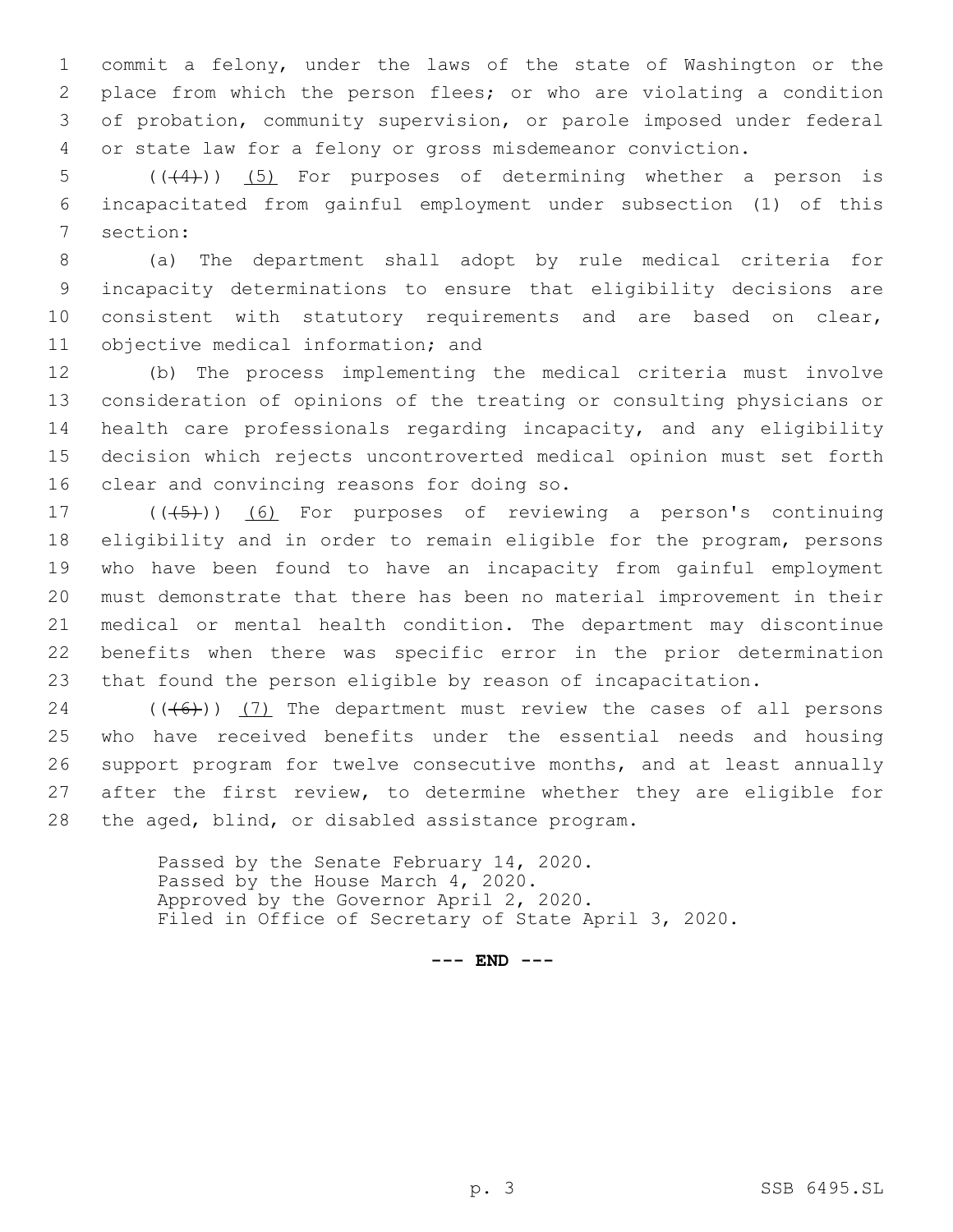commit a felony, under the laws of the state of Washington or the place from which the person flees; or who are violating a condition of probation, community supervision, or parole imposed under federal or state law for a felony or gross misdemeanor conviction.

~~((4))~~ (5) For purposes of determining whether a person is incapacitated from gainful employment under subsection (1) of this section:

(a) The department shall adopt by rule medical criteria for incapacity determinations to ensure that eligibility decisions are consistent with statutory requirements and are based on clear, objective medical information; and

(b) The process implementing the medical criteria must involve consideration of opinions of the treating or consulting physicians or health care professionals regarding incapacity, and any eligibility decision which rejects uncontroverted medical opinion must set forth clear and convincing reasons for doing so.

~~((5))~~ (6) For purposes of reviewing a person's continuing eligibility and in order to remain eligible for the program, persons who have been found to have an incapacity from gainful employment must demonstrate that there has been no material improvement in their medical or mental health condition. The department may discontinue benefits when there was specific error in the prior determination that found the person eligible by reason of incapacitation.

~~((6))~~ (7) The department must review the cases of all persons who have received benefits under the essential needs and housing support program for twelve consecutive months, and at least annually after the first review, to determine whether they are eligible for the aged, blind, or disabled assistance program.

Passed by the Senate February 14, 2020.
Passed by the House March 4, 2020.
Approved by the Governor April 2, 2020.
Filed in Office of Secretary of State April 3, 2020.

**--- END ---**